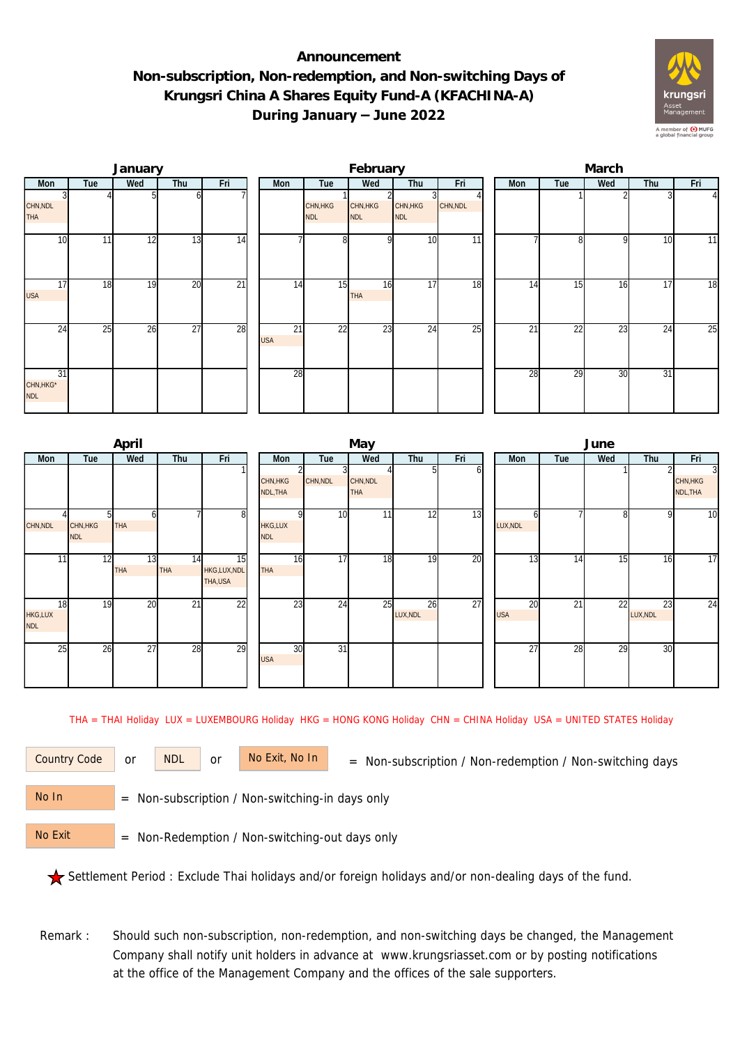# Announcement

## Non-subscription, Non-redemption, and Non-switching Days of Krungsri China A Shares Equity Fund-A (KFACHINA-A) During January – June 2022

### January

| Mon | Tue | Wed | Thu | Fri |
|---|---|---|---|---|
| 3 CHN,NDL THA | 4 | 5 | 6 | 7 |
| 10 | 11 | 12 | 13 | 14 |
| 17 USA | 18 | 19 | 20 | 21 |
| 24 | 25 | 26 | 27 | 28 |
| 31 CHN,HKG* NDL | | | | |

### February

| Mon | Tue | Wed | Thu | Fri |
|---|---|---|---|---|
| | 1 CHN,HKG NDL | 2 CHN,HKG NDL | 3 CHN,HKG NDL | 4 CHN,NDL |
| 7 | 8 | 9 | 10 | 11 |
| 14 | 15 | 16 THA | 17 | 18 |
| 21 USA | 22 | 23 | 24 | 25 |
| 28 | | | | |

### March

| Mon | Tue | Wed | Thu | Fri |
|---|---|---|---|---|
| | 1 | 2 | 3 | 4 |
| 7 | 8 | 9 | 10 | 11 |
| 14 | 15 | 16 | 17 | 18 |
| 21 | 22 | 23 | 24 | 25 |
| 28 | 29 | 30 | 31 | |

### April

| Mon | Tue | Wed | Thu | Fri |
|---|---|---|---|---|
| | | | | 1 |
| 4 CHN,NDL | 5 CHN,HKG NDL | 6 THA | 7 | 8 |
| 11 | 12 | 13 THA | 14 THA | 15 HKG,LUX,NDL THA,USA |
| 18 HKG,LUX NDL | 19 | 20 | 21 | 22 |
| 25 | 26 | 27 | 28 | 29 |

### May

| Mon | Tue | Wed | Thu | Fri |
|---|---|---|---|---|
| 2 CHN,HKG NDL,THA | 3 CHN,NDL | 4 CHN,NDL THA | 5 | 6 |
| 9 HKG,LUX NDL | 10 | 11 | 12 | 13 |
| 16 THA | 17 | 18 | 19 | 20 |
| 23 | 24 | 25 | 26 LUX,NDL | 27 |
| 30 USA | 31 | | | |

### June

| Mon | Tue | Wed | Thu | Fri |
|---|---|---|---|---|
| | | 1 | 2 | 3 CHN,HKG NDL,THA |
| 6 LUX,NDL | 7 | 8 | 9 | 10 |
| 13 | 14 | 15 | 16 | 17 |
| 20 USA | 21 | 22 | 23 LUX,NDL | 24 |
| 27 | 28 | 29 | 30 | |

THA = THAI Holiday LUX = LUXEMBOURG Holiday HKG = HONG KONG Holiday CHN = CHINA Holiday USA = UNITED STATES Holiday

Country Code or NDL or No Exit, No In = Non-subscription / Non-redemption / Non-switching days

No In = Non-subscription / Non-switching-in days only

No Exit = Non-Redemption / Non-switching-out days only

★ Settlement Period : Exclude Thai holidays and/or foreign holidays and/or non-dealing days of the fund.

Remark : Should such non-subscription, non-redemption, and non-switching days be changed, the Management Company shall notify unit holders in advance at www.krungsriasset.com or by posting notifications at the office of the Management Company and the offices of the sale supporters.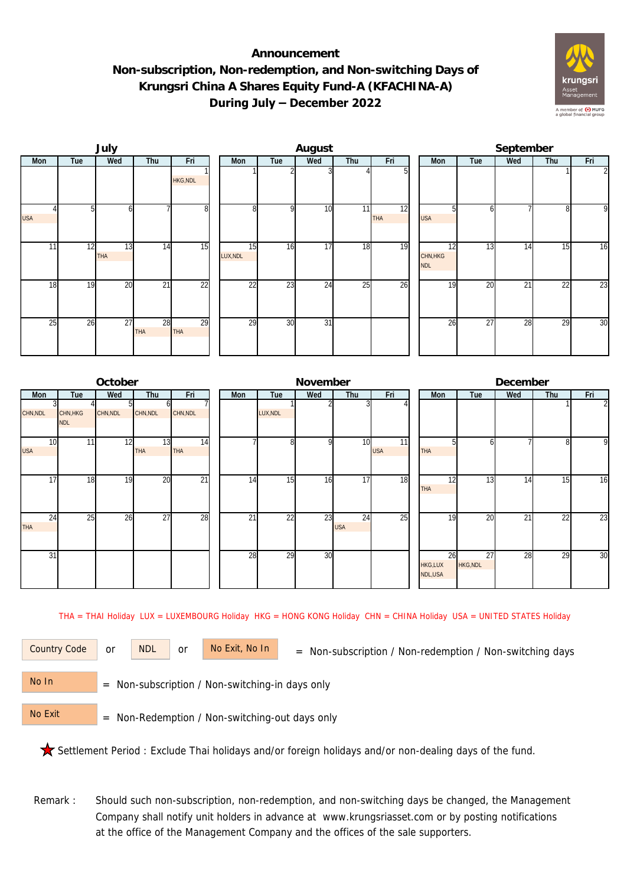**Announcement**
**Non-subscription, Non-redemption, and Non-switching Days of Krungsri China A Shares Equity Fund-A (KFACHINA-A) During July – December 2022**

### July

| Mon | Tue | Wed | Thu | Fri |
|---|---|---|---|---|
| | | | | 1 HKG,NDL |
| 4 USA | 5 | 6 | 7 | 8 |
| 11 | 12 | 13 THA | 14 | 15 |
| 18 | 19 | 20 | 21 | 22 |
| 25 | 26 | 27 | 28 THA | 29 THA |

### August

| Mon | Tue | Wed | Thu | Fri |
|---|---|---|---|---|
| 1 | 2 | 3 | 4 | 5 |
| 8 | 9 | 10 | 11 | 12 THA |
| 15 LUX,NDL | 16 | 17 | 18 | 19 |
| 22 | 23 | 24 | 25 | 26 |
| 29 | 30 | 31 | | |

### September

| Mon | Tue | Wed | Thu | Fri |
|---|---|---|---|---|
| | | | 1 | 2 |
| 5 USA | 6 | 7 | 8 | 9 |
| 12 CHN,HKG NDL | 13 | 14 | 15 | 16 |
| 19 | 20 | 21 | 22 | 23 |
| 26 | 27 | 28 | 29 | 30 |

### October

| Mon | Tue | Wed | Thu | Fri |
|---|---|---|---|---|
| 3 CHN,NDL | 4 CHN,HKG NDL | 5 CHN,NDL | 6 CHN,NDL | 7 CHN,NDL |
| 10 USA | 11 | 12 | 13 THA | 14 THA |
| 17 | 18 | 19 | 20 | 21 |
| 24 THA | 25 | 26 | 27 | 28 |
| 31 | | | | |

### November

| Mon | Tue | Wed | Thu | Fri |
|---|---|---|---|---|
| | 1 LUX,NDL | 2 | 3 | 4 |
| 7 | 8 | 9 | 10 | 11 USA |
| 14 | 15 | 16 | 17 | 18 |
| 21 | 22 | 23 | 24 USA | 25 |
| 28 | 29 | 30 | | |

### December

| Mon | Tue | Wed | Thu | Fri |
|---|---|---|---|---|
| | | | 1 | 2 |
| 5 THA | 6 | 7 | 8 | 9 |
| 12 THA | 13 | 14 | 15 | 16 |
| 19 | 20 | 21 | 22 | 23 |
| 26 HKG,LUX NDL,USA | 27 HKG,NDL | 28 | 29 | 30 |

THA = THAI Holiday LUX = LUXEMBOURG Holiday HKG = HONG KONG Holiday CHN = CHINA Holiday USA = UNITED STATES Holiday

Country Code or NDL or No Exit, No In = Non-subscription / Non-redemption / Non-switching days

No In = Non-subscription / Non-switching-in days only

No Exit = Non-Redemption / Non-switching-out days only

★ Settlement Period : Exclude Thai holidays and/or foreign holidays and/or non-dealing days of the fund.

Remark : Should such non-subscription, non-redemption, and non-switching days be changed, the Management Company shall notify unit holders in advance at www.krungsriasset.com or by posting notifications at the office of the Management Company and the offices of the sale supporters.